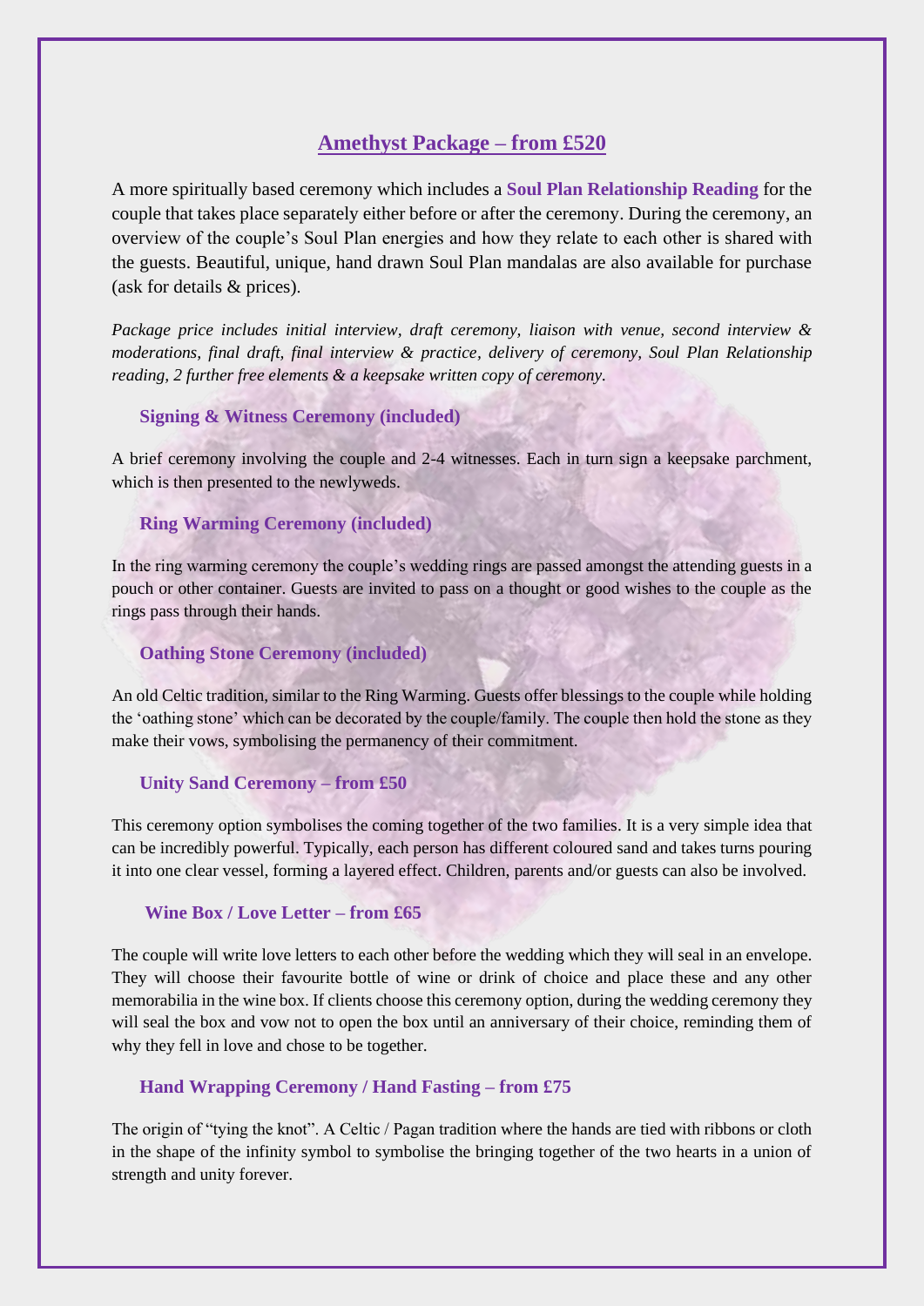## Amethyst Package – from £520

A more spiritually based ceremony which includes a **Soul Plan Relationship Reading** for the couple that takes place separately either before or after the ceremony. During the ceremony, an overview of the couple's Soul Plan energies and how they relate to each other is shared with the guests. Beautiful, unique, hand drawn Soul Plan mandalas are also available for purchase (ask for details & prices).

*Package price includes initial interview, draft ceremony, liaison with venue, second interview & moderations, final draft, final interview & practice, delivery of ceremony, Soul Plan Relationship reading, 2 further free elements & a keepsake written copy of ceremony.*

### Signing & Witness Ceremony (included)

A brief ceremony involving the couple and 2-4 witnesses. Each in turn sign a keepsake parchment, which is then presented to the newlyweds.

### Ring Warming Ceremony (included)

In the ring warming ceremony the couple's wedding rings are passed amongst the attending guests in a pouch or other container. Guests are invited to pass on a thought or good wishes to the couple as the rings pass through their hands.

### Oathing Stone Ceremony (included)

An old Celtic tradition, similar to the Ring Warming. Guests offer blessings to the couple while holding the 'oathing stone' which can be decorated by the couple/family. The couple then hold the stone as they make their vows, symbolising the permanency of their commitment.

### Unity Sand Ceremony – from £50

This ceremony option symbolises the coming together of the two families. It is a very simple idea that can be incredibly powerful. Typically, each person has different coloured sand and takes turns pouring it into one clear vessel, forming a layered effect. Children, parents and/or guests can also be involved.

### Wine Box / Love Letter – from £65

The couple will write love letters to each other before the wedding which they will seal in an envelope. They will choose their favourite bottle of wine or drink of choice and place these and any other memorabilia in the wine box. If clients choose this ceremony option, during the wedding ceremony they will seal the box and vow not to open the box until an anniversary of their choice, reminding them of why they fell in love and chose to be together.

### Hand Wrapping Ceremony / Hand Fasting – from £75

The origin of "tying the knot". A Celtic / Pagan tradition where the hands are tied with ribbons or cloth in the shape of the infinity symbol to symbolise the bringing together of the two hearts in a union of strength and unity forever.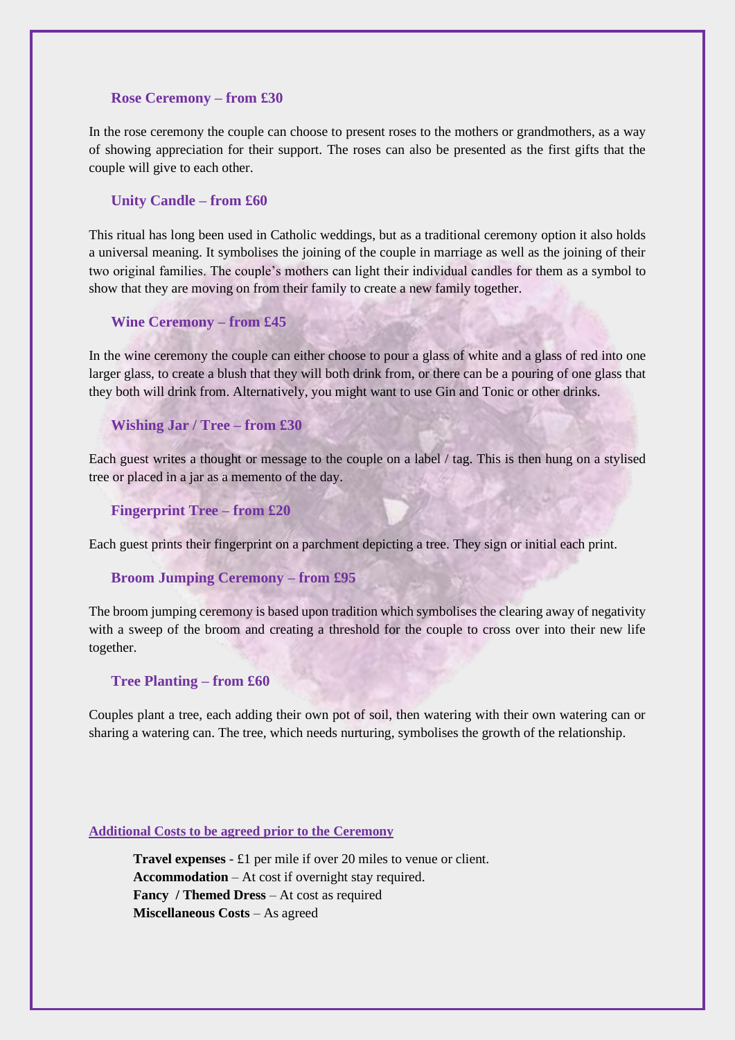### Rose Ceremony – from £30

In the rose ceremony the couple can choose to present roses to the mothers or grandmothers, as a way of showing appreciation for their support. The roses can also be presented as the first gifts that the couple will give to each other.

### Unity Candle – from £60

This ritual has long been used in Catholic weddings, but as a traditional ceremony option it also holds a universal meaning. It symbolises the joining of the couple in marriage as well as the joining of their two original families. The couple's mothers can light their individual candles for them as a symbol to show that they are moving on from their family to create a new family together.

### Wine Ceremony – from £45

In the wine ceremony the couple can either choose to pour a glass of white and a glass of red into one larger glass, to create a blush that they will both drink from, or there can be a pouring of one glass that they both will drink from. Alternatively, you might want to use Gin and Tonic or other drinks.

### Wishing Jar / Tree – from £30

Each guest writes a thought or message to the couple on a label / tag. This is then hung on a stylised tree or placed in a jar as a memento of the day.

### Fingerprint Tree – from £20

Each guest prints their fingerprint on a parchment depicting a tree. They sign or initial each print.

### Broom Jumping Ceremony – from £95

The broom jumping ceremony is based upon tradition which symbolises the clearing away of negativity with a sweep of the broom and creating a threshold for the couple to cross over into their new life together.

### Tree Planting – from £60

Couples plant a tree, each adding their own pot of soil, then watering with their own watering can or sharing a watering can. The tree, which needs nurturing, symbolises the growth of the relationship.

**Additional Costs to be agreed prior to the Ceremony**

**Travel expenses** - £1 per mile if over 20 miles to venue or client.
**Accommodation** – At cost if overnight stay required.
**Fancy / Themed Dress** – At cost as required
**Miscellaneous Costs** – As agreed